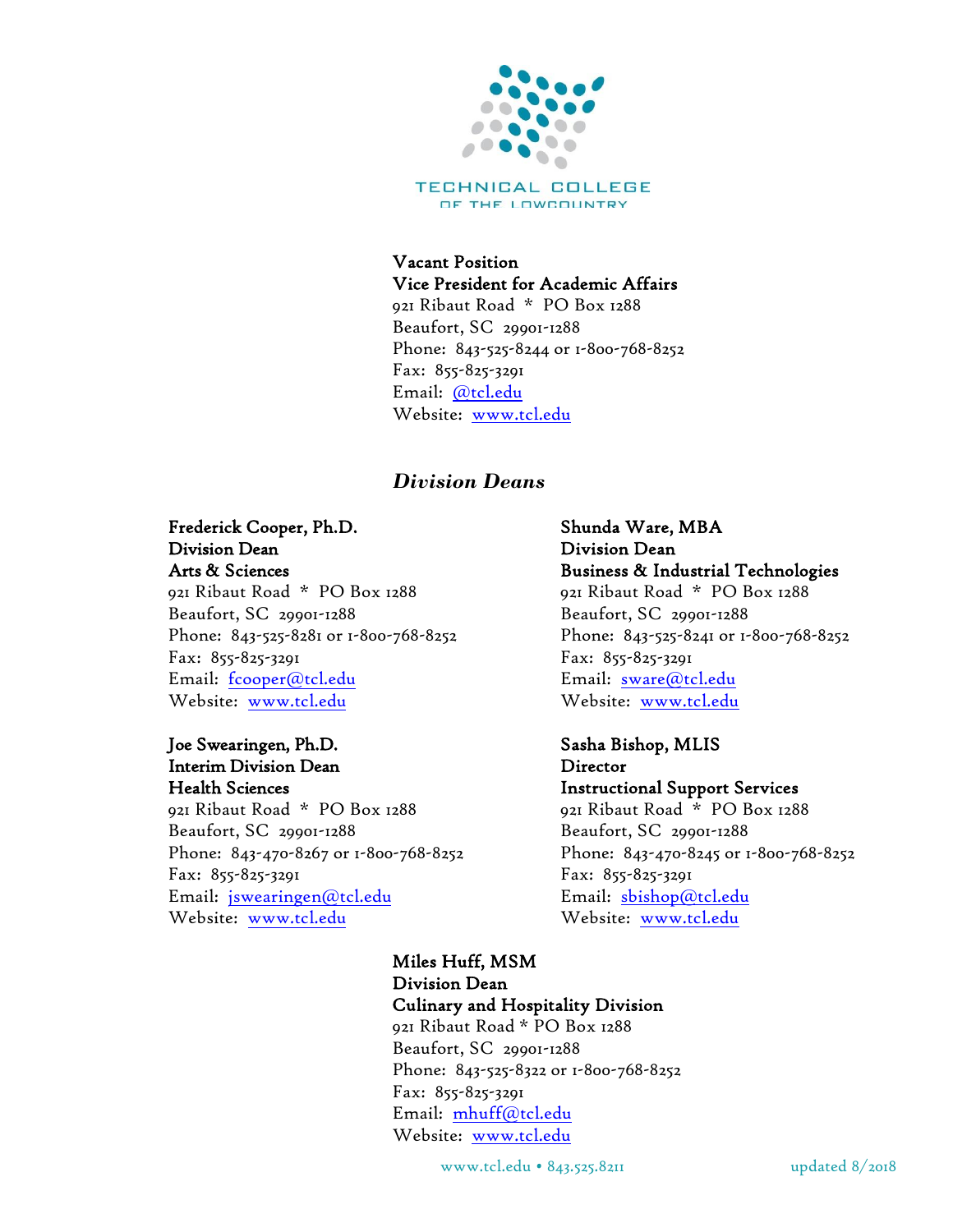TECHNICAL COLLEGE OF THE LOWCOUNTRY

**Vacant Position**
**Vice President for Academic Affairs**
921 Ribaut Road * PO Box 1288
Beaufort, SC 29901-1288
Phone: 843-525-8244 or 1-800-768-8252
Fax: 855-825-3291
Email: @tcl.edu
Website: www.tcl.edu

## *Division Deans*

**Frederick Cooper, Ph.D.**
**Division Dean**
**Arts & Sciences**
921 Ribaut Road * PO Box 1288
Beaufort, SC 29901-1288
Phone: 843-525-8281 or 1-800-768-8252
Fax: 855-825-3291
Email: fcooper@tcl.edu
Website: www.tcl.edu

**Shunda Ware, MBA**
**Division Dean**
**Business & Industrial Technologies**
921 Ribaut Road * PO Box 1288
Beaufort, SC 29901-1288
Phone: 843-525-8241 or 1-800-768-8252
Fax: 855-825-3291
Email: sware@tcl.edu
Website: www.tcl.edu

**Joe Swearingen, Ph.D.**
**Interim Division Dean**
**Health Sciences**
921 Ribaut Road * PO Box 1288
Beaufort, SC 29901-1288
Phone: 843-470-8267 or 1-800-768-8252
Fax: 855-825-3291
Email: jswearingen@tcl.edu
Website: www.tcl.edu

**Sasha Bishop, MLIS**
**Director**
**Instructional Support Services**
921 Ribaut Road * PO Box 1288
Beaufort, SC 29901-1288
Phone: 843-470-8245 or 1-800-768-8252
Fax: 855-825-3291
Email: sbishop@tcl.edu
Website: www.tcl.edu

**Miles Huff, MSM**
**Division Dean**
**Culinary and Hospitality Division**
921 Ribaut Road * PO Box 1288
Beaufort, SC 29901-1288
Phone: 843-525-8322 or 1-800-768-8252
Fax: 855-825-3291
Email: mhuff@tcl.edu
Website: www.tcl.edu

www.tcl.edu • 843.525.8211 updated 8/2018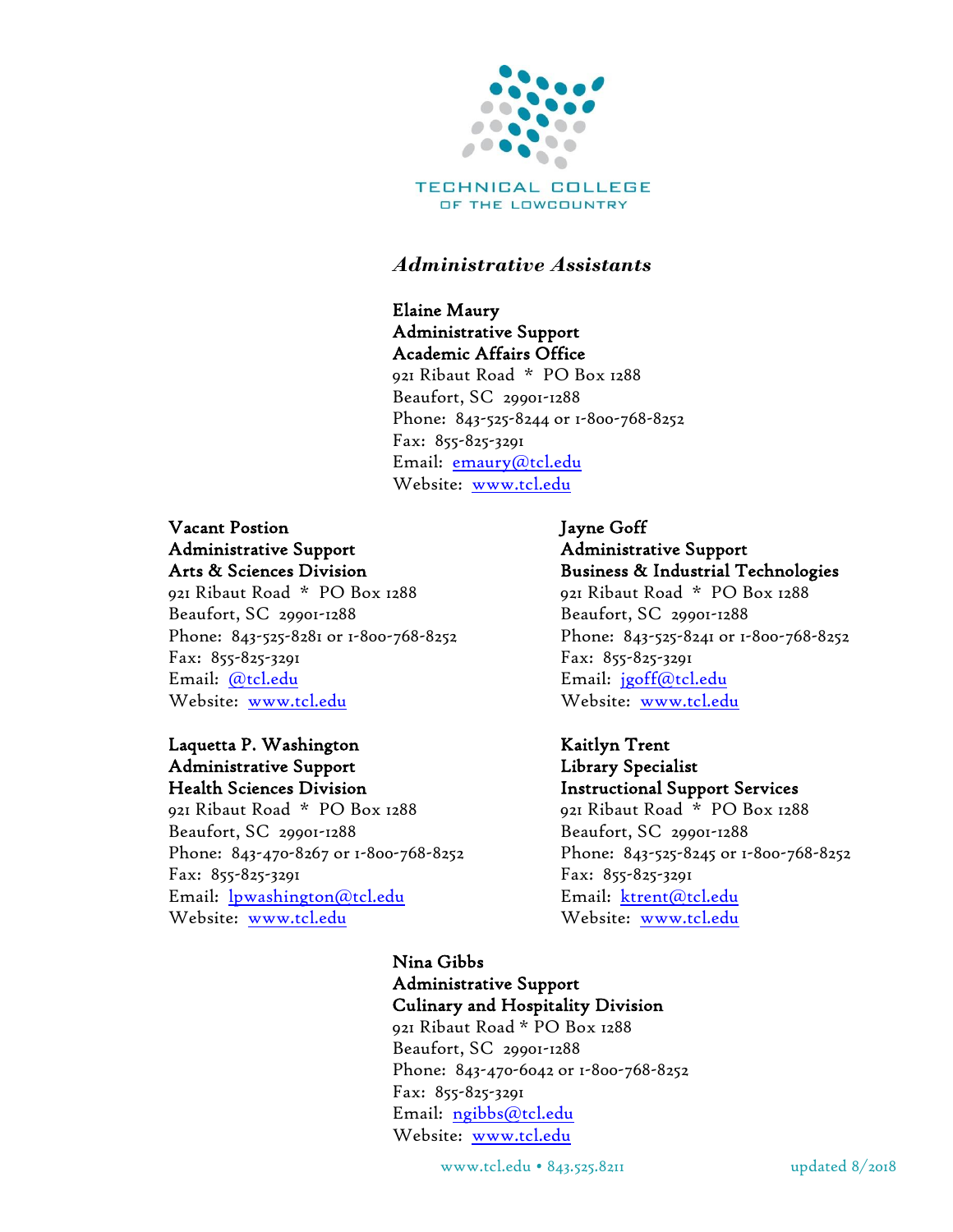TECHNICAL COLLEGE
OF THE LOWCOUNTRY

## *Administrative Assistants*

**Elaine Maury**
**Administrative Support**
**Academic Affairs Office**
921 Ribaut Road * PO Box 1288
Beaufort, SC 29901-1288
Phone: 843-525-8244 or 1-800-768-8252
Fax: 855-825-3291
Email: emaury@tcl.edu
Website: www.tcl.edu

**Vacant Postion**
**Administrative Support**
**Arts & Sciences Division**
921 Ribaut Road * PO Box 1288
Beaufort, SC 29901-1288
Phone: 843-525-8281 or 1-800-768-8252
Fax: 855-825-3291
Email: @tcl.edu
Website: www.tcl.edu

**Jayne Goff**
**Administrative Support**
**Business & Industrial Technologies**
921 Ribaut Road * PO Box 1288
Beaufort, SC 29901-1288
Phone: 843-525-8241 or 1-800-768-8252
Fax: 855-825-3291
Email: jgoff@tcl.edu
Website: www.tcl.edu

**Laquetta P. Washington**
**Administrative Support**
**Health Sciences Division**
921 Ribaut Road * PO Box 1288
Beaufort, SC 29901-1288
Phone: 843-470-8267 or 1-800-768-8252
Fax: 855-825-3291
Email: lpwashington@tcl.edu
Website: www.tcl.edu

**Kaitlyn Trent**
**Library Specialist**
**Instructional Support Services**
921 Ribaut Road * PO Box 1288
Beaufort, SC 29901-1288
Phone: 843-525-8245 or 1-800-768-8252
Fax: 855-825-3291
Email: ktrent@tcl.edu
Website: www.tcl.edu

**Nina Gibbs**
**Administrative Support**
**Culinary and Hospitality Division**
921 Ribaut Road * PO Box 1288
Beaufort, SC 29901-1288
Phone: 843-470-6042 or 1-800-768-8252
Fax: 855-825-3291
Email: ngibbs@tcl.edu
Website: www.tcl.edu

www.tcl.edu • 843.525.8211 updated 8/2018